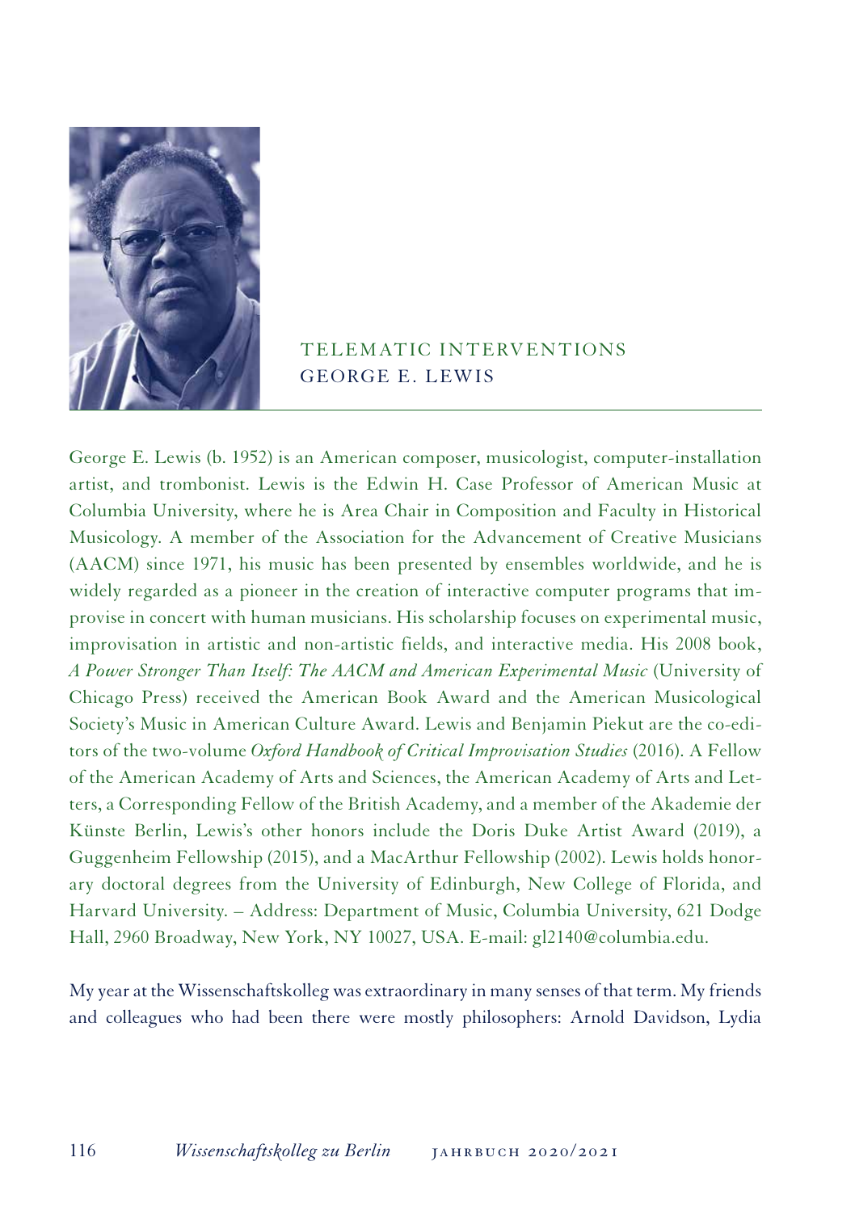# TELEMATIC INTERVENTIONS
## GEORGE E. LEWIS

George E. Lewis (b. 1952) is an American composer, musicologist, computer-installation artist, and trombonist. Lewis is the Edwin H. Case Professor of American Music at Columbia University, where he is Area Chair in Composition and Faculty in Historical Musicology. A member of the Association for the Advancement of Creative Musicians (AACM) since 1971, his music has been presented by ensembles worldwide, and he is widely regarded as a pioneer in the creation of interactive computer programs that improvise in concert with human musicians. His scholarship focuses on experimental music, improvisation in artistic and non-artistic fields, and interactive media. His 2008 book, *A Power Stronger Than Itself: The AACM and American Experimental Music* (University of Chicago Press) received the American Book Award and the American Musicological Society's Music in American Culture Award. Lewis and Benjamin Piekut are the co-editors of the two-volume *Oxford Handbook of Critical Improvisation Studies* (2016). A Fellow of the American Academy of Arts and Sciences, the American Academy of Arts and Letters, a Corresponding Fellow of the British Academy, and a member of the Akademie der Künste Berlin, Lewis's other honors include the Doris Duke Artist Award (2019), a Guggenheim Fellowship (2015), and a MacArthur Fellowship (2002). Lewis holds honorary doctoral degrees from the University of Edinburgh, New College of Florida, and Harvard University. – Address: Department of Music, Columbia University, 621 Dodge Hall, 2960 Broadway, New York, NY 10027, USA. E-mail: gl2140@columbia.edu.

My year at the Wissenschaftskolleg was extraordinary in many senses of that term. My friends and colleagues who had been there were mostly philosophers: Arnold Davidson, Lydia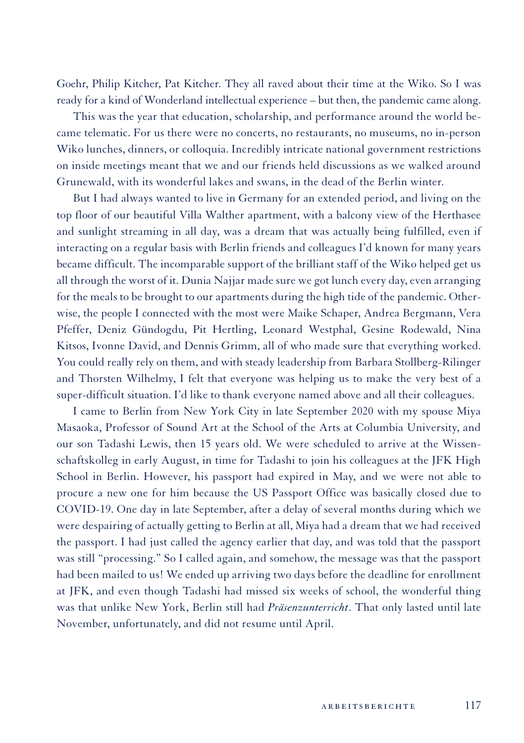Goehr, Philip Kitcher, Pat Kitcher. They all raved about their time at the Wiko. So I was ready for a kind of Wonderland intellectual experience – but then, the pandemic came along.

This was the year that education, scholarship, and performance around the world became telematic. For us there were no concerts, no restaurants, no museums, no in-person Wiko lunches, dinners, or colloquia. Incredibly intricate national government restrictions on inside meetings meant that we and our friends held discussions as we walked around Grunewald, with its wonderful lakes and swans, in the dead of the Berlin winter.

But I had always wanted to live in Germany for an extended period, and living on the top floor of our beautiful Villa Walther apartment, with a balcony view of the Herthasee and sunlight streaming in all day, was a dream that was actually being fulfilled, even if interacting on a regular basis with Berlin friends and colleagues I'd known for many years became difficult. The incomparable support of the brilliant staff of the Wiko helped get us all through the worst of it. Dunia Najjar made sure we got lunch every day, even arranging for the meals to be brought to our apartments during the high tide of the pandemic. Otherwise, the people I connected with the most were Maike Schaper, Andrea Bergmann, Vera Pfeffer, Deniz Gündogdu, Pit Hertling, Leonard Westphal, Gesine Rodewald, Nina Kitsos, Ivonne David, and Dennis Grimm, all of who made sure that everything worked. You could really rely on them, and with steady leadership from Barbara Stollberg-Rilinger and Thorsten Wilhelmy, I felt that everyone was helping us to make the very best of a super-difficult situation. I'd like to thank everyone named above and all their colleagues.

I came to Berlin from New York City in late September 2020 with my spouse Miya Masaoka, Professor of Sound Art at the School of the Arts at Columbia University, and our son Tadashi Lewis, then 15 years old. We were scheduled to arrive at the Wissenschaftskolleg in early August, in time for Tadashi to join his colleagues at the JFK High School in Berlin. However, his passport had expired in May, and we were not able to procure a new one for him because the US Passport Office was basically closed due to COVID-19. One day in late September, after a delay of several months during which we were despairing of actually getting to Berlin at all, Miya had a dream that we had received the passport. I had just called the agency earlier that day, and was told that the passport was still "processing." So I called again, and somehow, the message was that the passport had been mailed to us! We ended up arriving two days before the deadline for enrollment at JFK, and even though Tadashi had missed six weeks of school, the wonderful thing was that unlike New York, Berlin still had *Präsenzunterricht*. That only lasted until late November, unfortunately, and did not resume until April.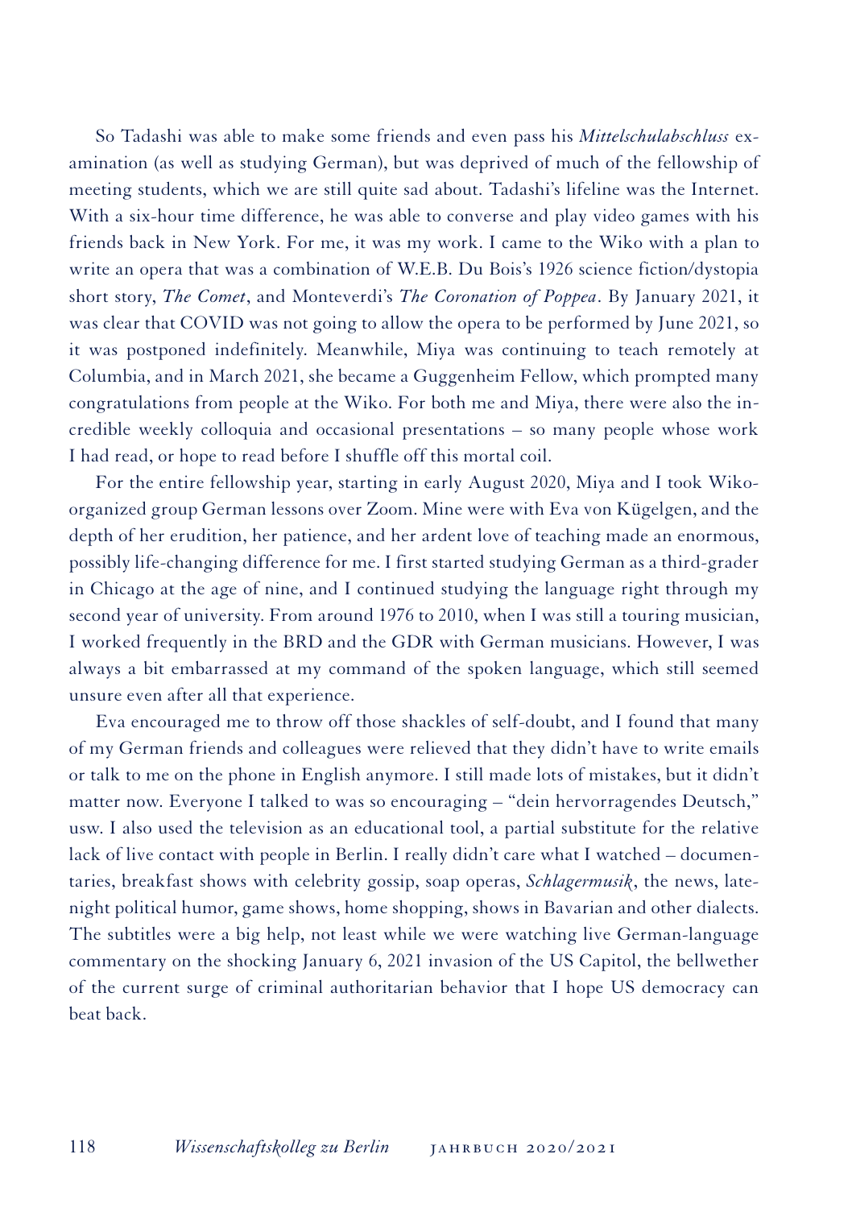So Tadashi was able to make some friends and even pass his *Mittelschulabschluss* examination (as well as studying German), but was deprived of much of the fellowship of meeting students, which we are still quite sad about. Tadashi's lifeline was the Internet. With a six-hour time difference, he was able to converse and play video games with his friends back in New York. For me, it was my work. I came to the Wiko with a plan to write an opera that was a combination of W.E.B. Du Bois's 1926 science fiction/dystopia short story, *The Comet*, and Monteverdi's *The Coronation of Poppea*. By January 2021, it was clear that COVID was not going to allow the opera to be performed by June 2021, so it was postponed indefinitely. Meanwhile, Miya was continuing to teach remotely at Columbia, and in March 2021, she became a Guggenheim Fellow, which prompted many congratulations from people at the Wiko. For both me and Miya, there were also the incredible weekly colloquia and occasional presentations – so many people whose work I had read, or hope to read before I shuffle off this mortal coil.

For the entire fellowship year, starting in early August 2020, Miya and I took Wiko-organized group German lessons over Zoom. Mine were with Eva von Kügelgen, and the depth of her erudition, her patience, and her ardent love of teaching made an enormous, possibly life-changing difference for me. I first started studying German as a third-grader in Chicago at the age of nine, and I continued studying the language right through my second year of university. From around 1976 to 2010, when I was still a touring musician, I worked frequently in the BRD and the GDR with German musicians. However, I was always a bit embarrassed at my command of the spoken language, which still seemed unsure even after all that experience.

Eva encouraged me to throw off those shackles of self-doubt, and I found that many of my German friends and colleagues were relieved that they didn't have to write emails or talk to me on the phone in English anymore. I still made lots of mistakes, but it didn't matter now. Everyone I talked to was so encouraging – "dein hervorragendes Deutsch," usw. I also used the television as an educational tool, a partial substitute for the relative lack of live contact with people in Berlin. I really didn't care what I watched – documentaries, breakfast shows with celebrity gossip, soap operas, *Schlagermusik*, the news, late-night political humor, game shows, home shopping, shows in Bavarian and other dialects. The subtitles were a big help, not least while we were watching live German-language commentary on the shocking January 6, 2021 invasion of the US Capitol, the bellwether of the current surge of criminal authoritarian behavior that I hope US democracy can beat back.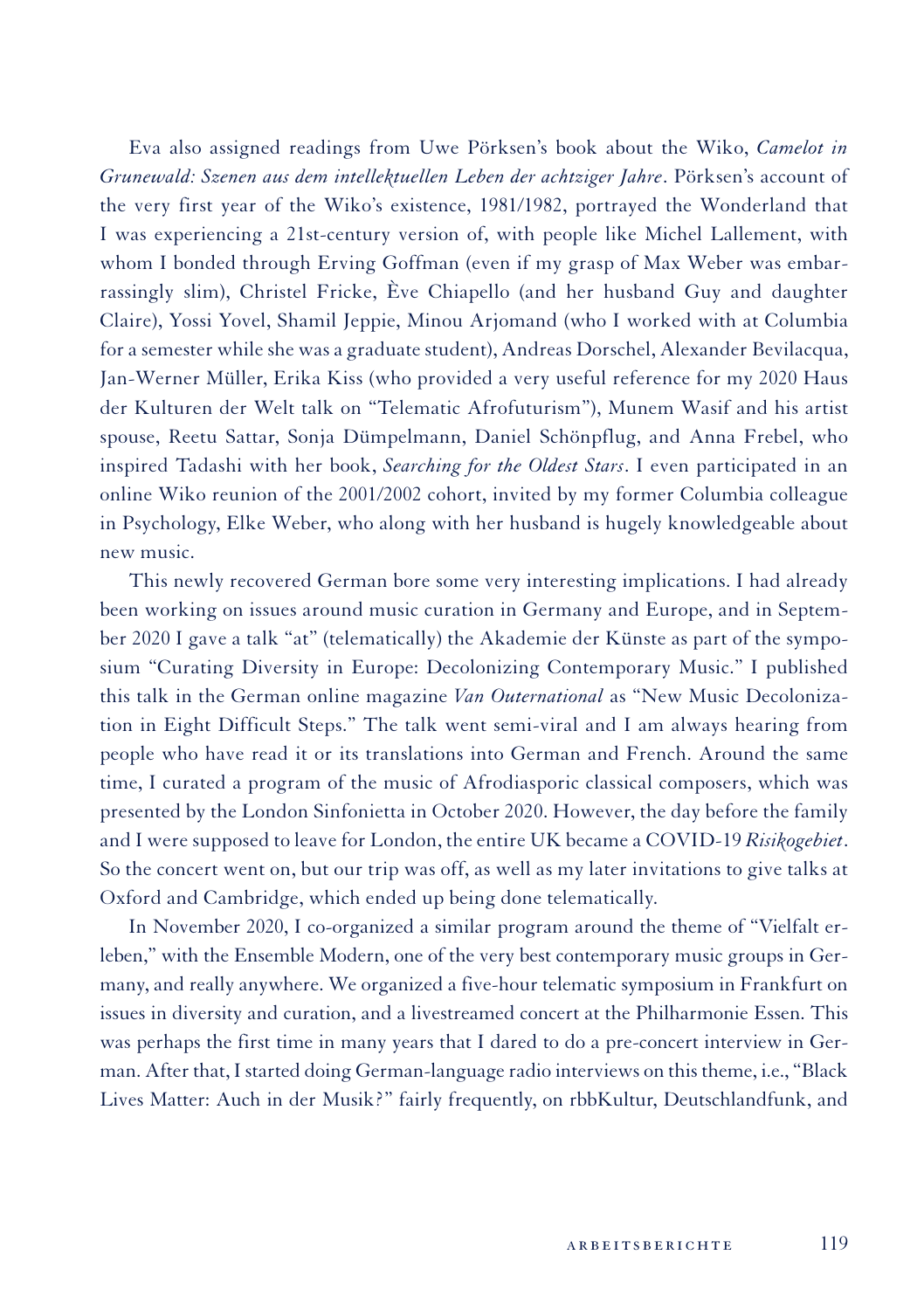Eva also assigned readings from Uwe Pörksen's book about the Wiko, *Camelot in Grunewald: Szenen aus dem intellektuellen Leben der achtziger Jahre*. Pörksen's account of the very first year of the Wiko's existence, 1981/1982, portrayed the Wonderland that I was experiencing a 21st-century version of, with people like Michel Lallement, with whom I bonded through Erving Goffman (even if my grasp of Max Weber was embarrassingly slim), Christel Fricke, Ève Chiapello (and her husband Guy and daughter Claire), Yossi Yovel, Shamil Jeppie, Minou Arjomand (who I worked with at Columbia for a semester while she was a graduate student), Andreas Dorschel, Alexander Bevilacqua, Jan-Werner Müller, Erika Kiss (who provided a very useful reference for my 2020 Haus der Kulturen der Welt talk on "Telematic Afrofuturism"), Munem Wasif and his artist spouse, Reetu Sattar, Sonja Dümpelmann, Daniel Schönpflug, and Anna Frebel, who inspired Tadashi with her book, *Searching for the Oldest Stars*. I even participated in an online Wiko reunion of the 2001/2002 cohort, invited by my former Columbia colleague in Psychology, Elke Weber, who along with her husband is hugely knowledgeable about new music.

This newly recovered German bore some very interesting implications. I had already been working on issues around music curation in Germany and Europe, and in September 2020 I gave a talk "at" (telematically) the Akademie der Künste as part of the symposium "Curating Diversity in Europe: Decolonizing Contemporary Music." I published this talk in the German online magazine *Van Outernational* as "New Music Decolonization in Eight Difficult Steps." The talk went semi-viral and I am always hearing from people who have read it or its translations into German and French. Around the same time, I curated a program of the music of Afrodiasporic classical composers, which was presented by the London Sinfonietta in October 2020. However, the day before the family and I were supposed to leave for London, the entire UK became a COVID-19 *Risikogebiet*. So the concert went on, but our trip was off, as well as my later invitations to give talks at Oxford and Cambridge, which ended up being done telematically.

In November 2020, I co-organized a similar program around the theme of "Vielfalt erleben," with the Ensemble Modern, one of the very best contemporary music groups in Germany, and really anywhere. We organized a five-hour telematic symposium in Frankfurt on issues in diversity and curation, and a livestreamed concert at the Philharmonie Essen. This was perhaps the first time in many years that I dared to do a pre-concert interview in German. After that, I started doing German-language radio interviews on this theme, i.e., "Black Lives Matter: Auch in der Musik?" fairly frequently, on rbbKultur, Deutschlandfunk, and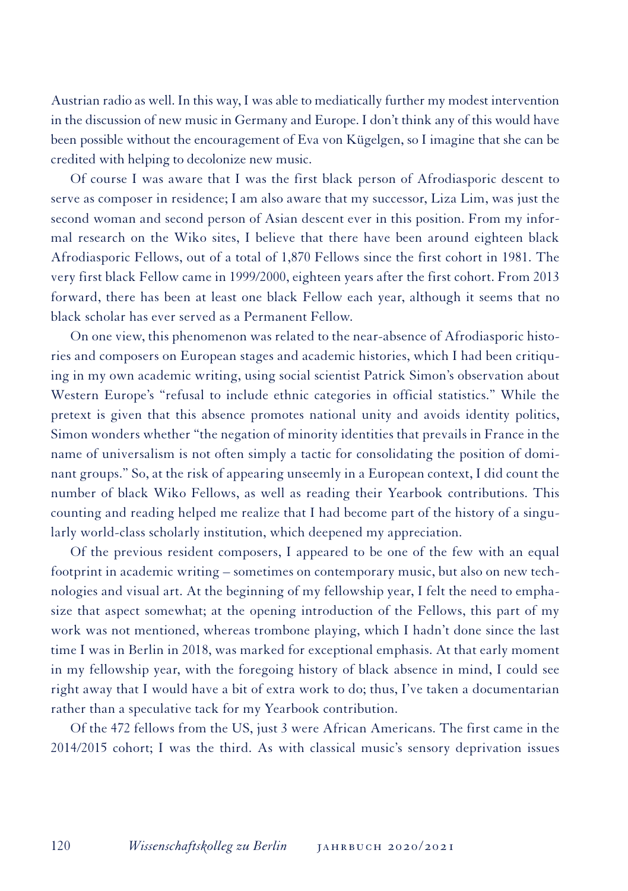Austrian radio as well. In this way, I was able to mediatically further my modest intervention in the discussion of new music in Germany and Europe. I don't think any of this would have been possible without the encouragement of Eva von Kügelgen, so I imagine that she can be credited with helping to decolonize new music.

Of course I was aware that I was the first black person of Afrodiasporic descent to serve as composer in residence; I am also aware that my successor, Liza Lim, was just the second woman and second person of Asian descent ever in this position. From my informal research on the Wiko sites, I believe that there have been around eighteen black Afrodiasporic Fellows, out of a total of 1,870 Fellows since the first cohort in 1981. The very first black Fellow came in 1999/2000, eighteen years after the first cohort. From 2013 forward, there has been at least one black Fellow each year, although it seems that no black scholar has ever served as a Permanent Fellow.

On one view, this phenomenon was related to the near-absence of Afrodiasporic histories and composers on European stages and academic histories, which I had been critiquing in my own academic writing, using social scientist Patrick Simon's observation about Western Europe's "refusal to include ethnic categories in official statistics." While the pretext is given that this absence promotes national unity and avoids identity politics, Simon wonders whether "the negation of minority identities that prevails in France in the name of universalism is not often simply a tactic for consolidating the position of dominant groups." So, at the risk of appearing unseemly in a European context, I did count the number of black Wiko Fellows, as well as reading their Yearbook contributions. This counting and reading helped me realize that I had become part of the history of a singularly world-class scholarly institution, which deepened my appreciation.

Of the previous resident composers, I appeared to be one of the few with an equal footprint in academic writing – sometimes on contemporary music, but also on new technologies and visual art. At the beginning of my fellowship year, I felt the need to emphasize that aspect somewhat; at the opening introduction of the Fellows, this part of my work was not mentioned, whereas trombone playing, which I hadn't done since the last time I was in Berlin in 2018, was marked for exceptional emphasis. At that early moment in my fellowship year, with the foregoing history of black absence in mind, I could see right away that I would have a bit of extra work to do; thus, I've taken a documentarian rather than a speculative tack for my Yearbook contribution.

Of the 472 fellows from the US, just 3 were African Americans. The first came in the 2014/2015 cohort; I was the third. As with classical music's sensory deprivation issues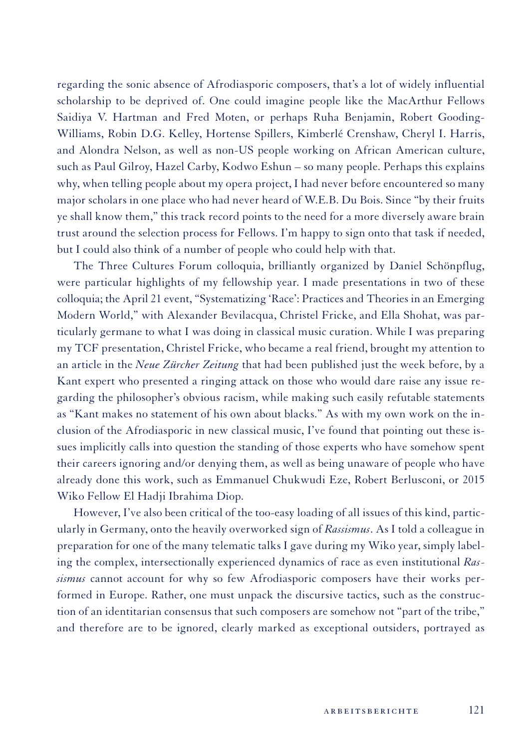regarding the sonic absence of Afrodiasporic composers, that's a lot of widely influential scholarship to be deprived of. One could imagine people like the MacArthur Fellows Saidiya V. Hartman and Fred Moten, or perhaps Ruha Benjamin, Robert Gooding-Williams, Robin D.G. Kelley, Hortense Spillers, Kimberlé Crenshaw, Cheryl I. Harris, and Alondra Nelson, as well as non-US people working on African American culture, such as Paul Gilroy, Hazel Carby, Kodwo Eshun – so many people. Perhaps this explains why, when telling people about my opera project, I had never before encountered so many major scholars in one place who had never heard of W.E.B. Du Bois. Since "by their fruits ye shall know them," this track record points to the need for a more diversely aware brain trust around the selection process for Fellows. I'm happy to sign onto that task if needed, but I could also think of a number of people who could help with that.

The Three Cultures Forum colloquia, brilliantly organized by Daniel Schönpflug, were particular highlights of my fellowship year. I made presentations in two of these colloquia; the April 21 event, "Systematizing 'Race': Practices and Theories in an Emerging Modern World," with Alexander Bevilacqua, Christel Fricke, and Ella Shohat, was particularly germane to what I was doing in classical music curation. While I was preparing my TCF presentation, Christel Fricke, who became a real friend, brought my attention to an article in the *Neue Zürcher Zeitung* that had been published just the week before, by a Kant expert who presented a ringing attack on those who would dare raise any issue regarding the philosopher's obvious racism, while making such easily refutable statements as "Kant makes no statement of his own about blacks." As with my own work on the inclusion of the Afrodiasporic in new classical music, I've found that pointing out these issues implicitly calls into question the standing of those experts who have somehow spent their careers ignoring and/or denying them, as well as being unaware of people who have already done this work, such as Emmanuel Chukwudi Eze, Robert Berlusconi, or 2015 Wiko Fellow El Hadji Ibrahima Diop.

However, I've also been critical of the too-easy loading of all issues of this kind, particularly in Germany, onto the heavily overworked sign of *Rassismus*. As I told a colleague in preparation for one of the many telematic talks I gave during my Wiko year, simply labeling the complex, intersectionally experienced dynamics of race as even institutional *Rassismus* cannot account for why so few Afrodiasporic composers have their works performed in Europe. Rather, one must unpack the discursive tactics, such as the construction of an identitarian consensus that such composers are somehow not "part of the tribe," and therefore are to be ignored, clearly marked as exceptional outsiders, portrayed as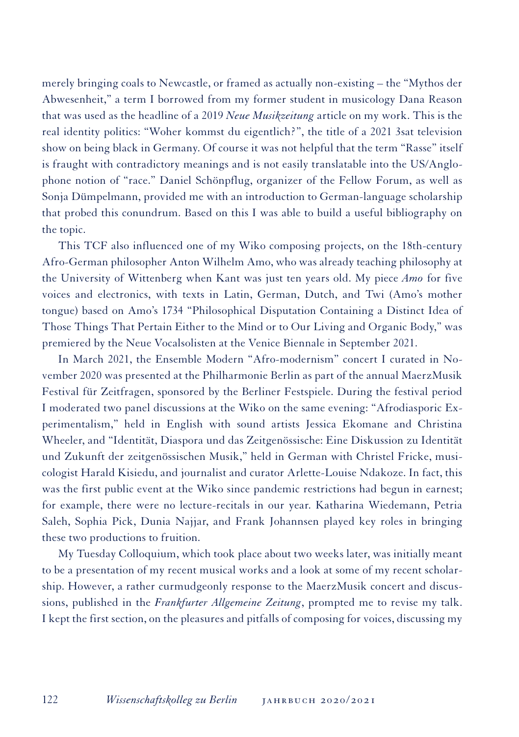merely bringing coals to Newcastle, or framed as actually non-existing – the "Mythos der Abwesenheit," a term I borrowed from my former student in musicology Dana Reason that was used as the headline of a 2019 *Neue Musikzeitung* article on my work. This is the real identity politics: "Woher kommst du eigentlich?", the title of a 2021 3sat television show on being black in Germany. Of course it was not helpful that the term "Rasse" itself is fraught with contradictory meanings and is not easily translatable into the US/Anglophone notion of "race." Daniel Schönpflug, organizer of the Fellow Forum, as well as Sonja Dümpelmann, provided me with an introduction to German-language scholarship that probed this conundrum. Based on this I was able to build a useful bibliography on the topic.

This TCF also influenced one of my Wiko composing projects, on the 18th-century Afro-German philosopher Anton Wilhelm Amo, who was already teaching philosophy at the University of Wittenberg when Kant was just ten years old. My piece *Amo* for five voices and electronics, with texts in Latin, German, Dutch, and Twi (Amo's mother tongue) based on Amo's 1734 "Philosophical Disputation Containing a Distinct Idea of Those Things That Pertain Either to the Mind or to Our Living and Organic Body," was premiered by the Neue Vocalsolisten at the Venice Biennale in September 2021.

In March 2021, the Ensemble Modern "Afro-modernism" concert I curated in November 2020 was presented at the Philharmonie Berlin as part of the annual MaerzMusik Festival für Zeitfragen, sponsored by the Berliner Festspiele. During the festival period I moderated two panel discussions at the Wiko on the same evening: "Afrodiasporic Experimentalism," held in English with sound artists Jessica Ekomane and Christina Wheeler, and "Identität, Diaspora und das Zeitgenössische: Eine Diskussion zu Identität und Zukunft der zeitgenössischen Musik," held in German with Christel Fricke, musicologist Harald Kisiedu, and journalist and curator Arlette-Louise Ndakoze. In fact, this was the first public event at the Wiko since pandemic restrictions had begun in earnest; for example, there were no lecture-recitals in our year. Katharina Wiedemann, Petria Saleh, Sophia Pick, Dunia Najjar, and Frank Johannsen played key roles in bringing these two productions to fruition.

My Tuesday Colloquium, which took place about two weeks later, was initially meant to be a presentation of my recent musical works and a look at some of my recent scholarship. However, a rather curmudgeonly response to the MaerzMusik concert and discussions, published in the *Frankfurter Allgemeine Zeitung*, prompted me to revise my talk. I kept the first section, on the pleasures and pitfalls of composing for voices, discussing my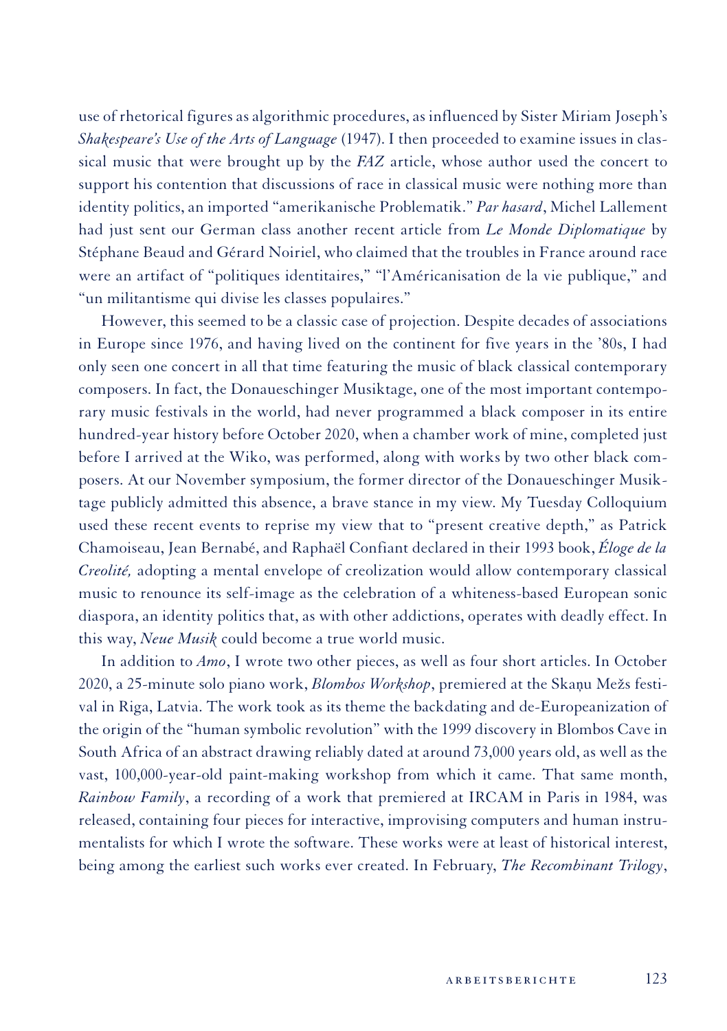use of rhetorical figures as algorithmic procedures, as influenced by Sister Miriam Joseph's *Shakespeare's Use of the Arts of Language* (1947). I then proceeded to examine issues in classical music that were brought up by the *FAZ* article, whose author used the concert to support his contention that discussions of race in classical music were nothing more than identity politics, an imported "amerikanische Problematik." *Par hasard*, Michel Lallement had just sent our German class another recent article from *Le Monde Diplomatique* by Stéphane Beaud and Gérard Noiriel, who claimed that the troubles in France around race were an artifact of "politiques identitaires," "l'Américanisation de la vie publique," and "un militantisme qui divise les classes populaires."

However, this seemed to be a classic case of projection. Despite decades of associations in Europe since 1976, and having lived on the continent for five years in the '80s, I had only seen one concert in all that time featuring the music of black classical contemporary composers. In fact, the Donaueschinger Musiktage, one of the most important contemporary music festivals in the world, had never programmed a black composer in its entire hundred-year history before October 2020, when a chamber work of mine, completed just before I arrived at the Wiko, was performed, along with works by two other black composers. At our November symposium, the former director of the Donaueschinger Musiktage publicly admitted this absence, a brave stance in my view. My Tuesday Colloquium used these recent events to reprise my view that to "present creative depth," as Patrick Chamoiseau, Jean Bernabé, and Raphaël Confiant declared in their 1993 book, *Éloge de la Creolité,* adopting a mental envelope of creolization would allow contemporary classical music to renounce its self-image as the celebration of a whiteness-based European sonic diaspora, an identity politics that, as with other addictions, operates with deadly effect. In this way, *Neue Musik* could become a true world music.

In addition to *Amo*, I wrote two other pieces, as well as four short articles. In October 2020, a 25-minute solo piano work, *Blombos Workshop*, premiered at the Skaņu Mežs festival in Riga, Latvia. The work took as its theme the backdating and de-Europeanization of the origin of the "human symbolic revolution" with the 1999 discovery in Blombos Cave in South Africa of an abstract drawing reliably dated at around 73,000 years old, as well as the vast, 100,000-year-old paint-making workshop from which it came. That same month, *Rainbow Family*, a recording of a work that premiered at IRCAM in Paris in 1984, was released, containing four pieces for interactive, improvising computers and human instrumentalists for which I wrote the software. These works were at least of historical interest, being among the earliest such works ever created. In February, *The Recombinant Trilogy*,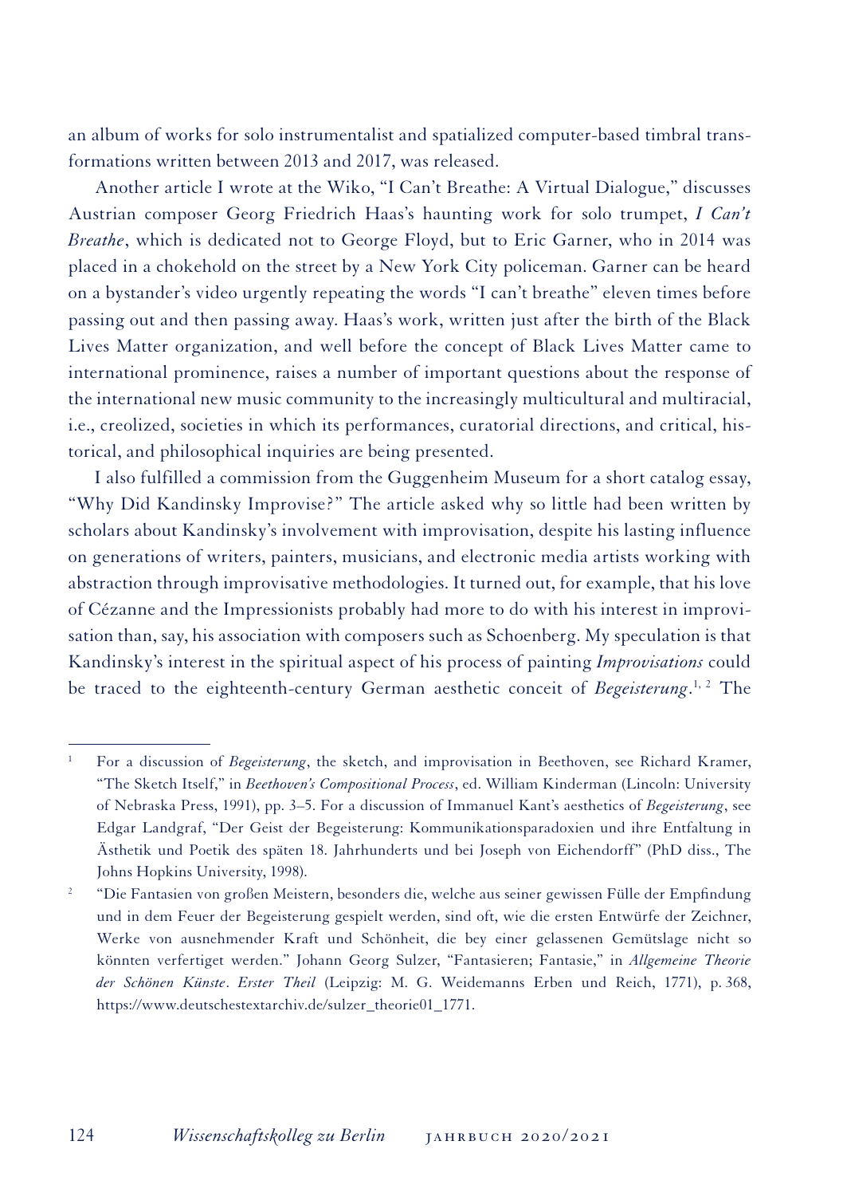an album of works for solo instrumentalist and spatialized computer-based timbral transformations written between 2013 and 2017, was released.

Another article I wrote at the Wiko, "I Can't Breathe: A Virtual Dialogue," discusses Austrian composer Georg Friedrich Haas's haunting work for solo trumpet, *I Can't Breathe*, which is dedicated not to George Floyd, but to Eric Garner, who in 2014 was placed in a chokehold on the street by a New York City policeman. Garner can be heard on a bystander's video urgently repeating the words "I can't breathe" eleven times before passing out and then passing away. Haas's work, written just after the birth of the Black Lives Matter organization, and well before the concept of Black Lives Matter came to international prominence, raises a number of important questions about the response of the international new music community to the increasingly multicultural and multiracial, i.e., creolized, societies in which its performances, curatorial directions, and critical, historical, and philosophical inquiries are being presented.

I also fulfilled a commission from the Guggenheim Museum for a short catalog essay, "Why Did Kandinsky Improvise?" The article asked why so little had been written by scholars about Kandinsky's involvement with improvisation, despite his lasting influence on generations of writers, painters, musicians, and electronic media artists working with abstraction through improvisative methodologies. It turned out, for example, that his love of Cézanne and the Impressionists probably had more to do with his interest in improvisation than, say, his association with composers such as Schoenberg. My speculation is that Kandinsky's interest in the spiritual aspect of his process of painting *Improvisations* could be traced to the eighteenth-century German aesthetic conceit of *Begeisterung*.[1, 2] The

---

[1] For a discussion of *Begeisterung*, the sketch, and improvisation in Beethoven, see Richard Kramer, "The Sketch Itself," in *Beethoven's Compositional Process*, ed. William Kinderman (Lincoln: University of Nebraska Press, 1991), pp. 3–5. For a discussion of Immanuel Kant's aesthetics of *Begeisterung*, see Edgar Landgraf, "Der Geist der Begeisterung: Kommunikationsparadoxien und ihre Entfaltung in Ästhetik und Poetik des späten 18. Jahrhunderts und bei Joseph von Eichendorff" (PhD diss., The Johns Hopkins University, 1998).

[2] "Die Fantasien von großen Meistern, besonders die, welche aus seiner gewissen Fülle der Empfindung und in dem Feuer der Begeisterung gespielt werden, sind oft, wie die ersten Entwürfe der Zeichner, Werke von ausnehmender Kraft und Schönheit, die bey einer gelassenen Gemütslage nicht so könnten verfertiget werden." Johann Georg Sulzer, "Fantasieren; Fantasie," in *Allgemeine Theorie der Schönen Künste*. *Erster Theil* (Leipzig: M. G. Weidemanns Erben und Reich, 1771), p. 368, https://www.deutschestextarchiv.de/sulzer_theorie01_1771.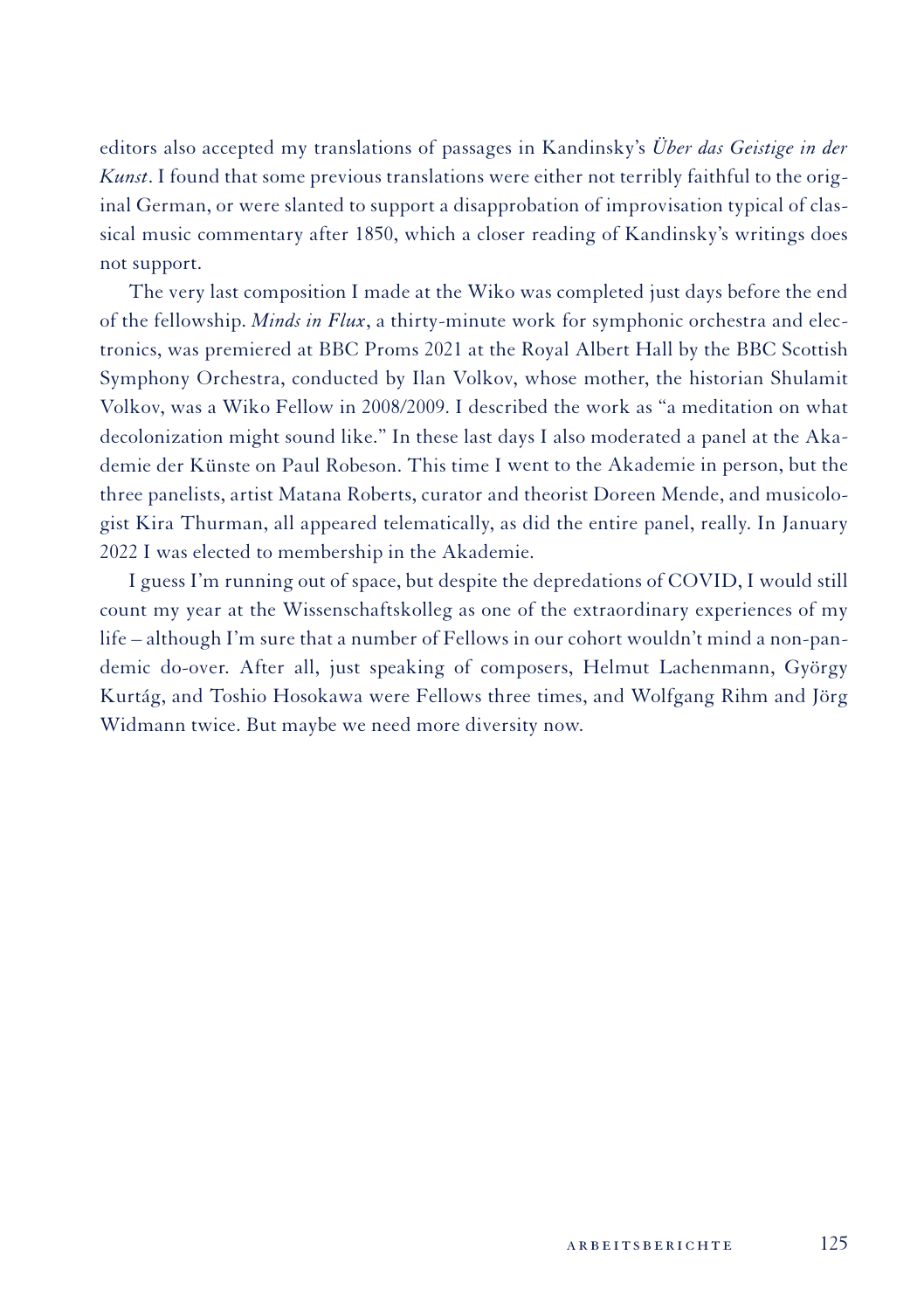editors also accepted my translations of passages in Kandinsky's *Über das Geistige in der Kunst*. I found that some previous translations were either not terribly faithful to the original German, or were slanted to support a disapprobation of improvisation typical of classical music commentary after 1850, which a closer reading of Kandinsky's writings does not support.

The very last composition I made at the Wiko was completed just days before the end of the fellowship. *Minds in Flux*, a thirty-minute work for symphonic orchestra and electronics, was premiered at BBC Proms 2021 at the Royal Albert Hall by the BBC Scottish Symphony Orchestra, conducted by Ilan Volkov, whose mother, the historian Shulamit Volkov, was a Wiko Fellow in 2008/2009. I described the work as "a meditation on what decolonization might sound like." In these last days I also moderated a panel at the Akademie der Künste on Paul Robeson. This time I went to the Akademie in person, but the three panelists, artist Matana Roberts, curator and theorist Doreen Mende, and musicologist Kira Thurman, all appeared telematically, as did the entire panel, really. In January 2022 I was elected to membership in the Akademie.

I guess I'm running out of space, but despite the depredations of COVID, I would still count my year at the Wissenschaftskolleg as one of the extraordinary experiences of my life – although I'm sure that a number of Fellows in our cohort wouldn't mind a non-pandemic do-over. After all, just speaking of composers, Helmut Lachenmann, György Kurtág, and Toshio Hosokawa were Fellows three times, and Wolfgang Rihm and Jörg Widmann twice. But maybe we need more diversity now.